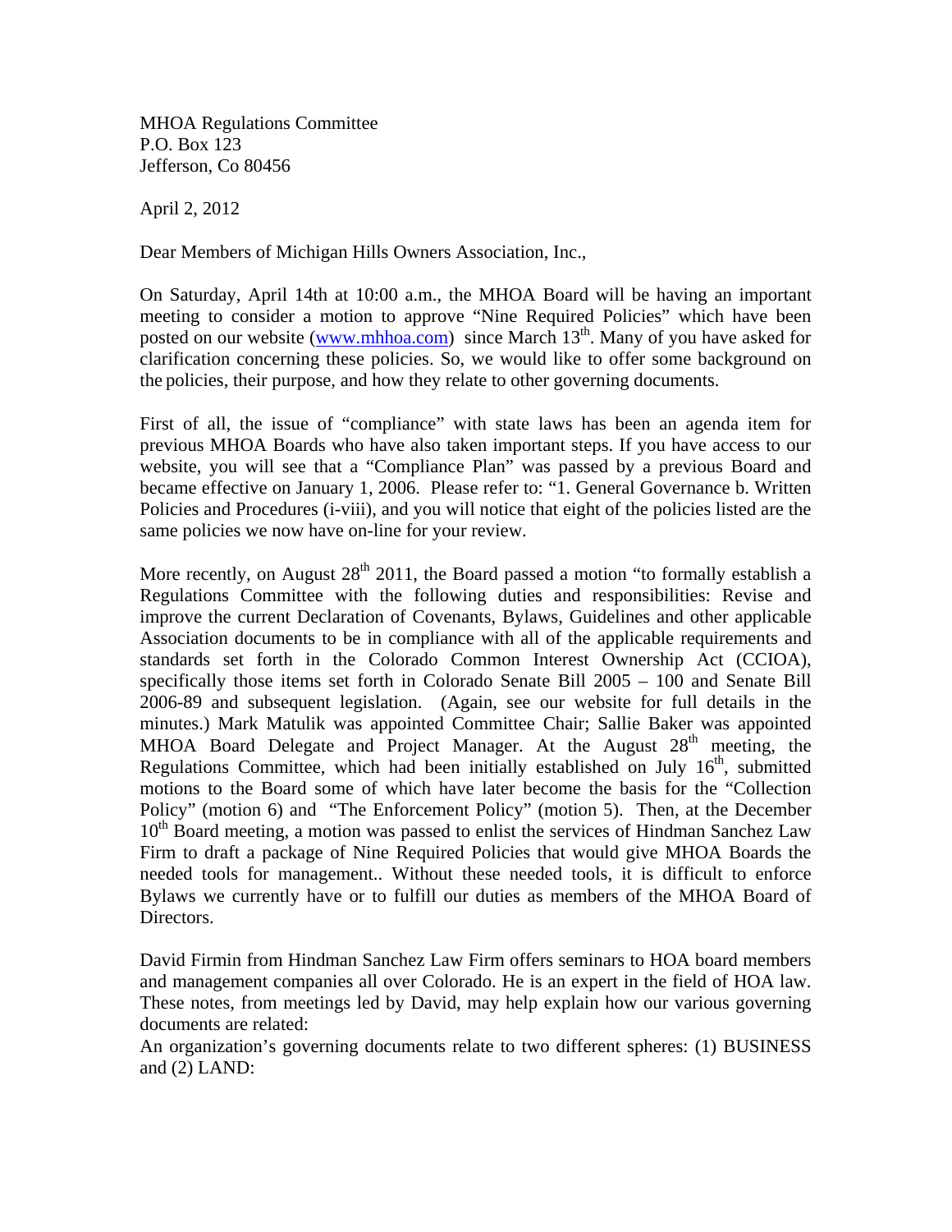MHOA Regulations Committee
P.O. Box 123
Jefferson, Co 80456

April 2, 2012

Dear Members of Michigan Hills Owners Association, Inc.,

On Saturday, April 14th at 10:00 a.m., the MHOA Board will be having an important meeting to consider a motion to approve "Nine Required Policies" which have been posted on our website (www.mhhoa.com) since March 13th. Many of you have asked for clarification concerning these policies. So, we would like to offer some background on the policies, their purpose, and how they relate to other governing documents.

First of all, the issue of "compliance" with state laws has been an agenda item for previous MHOA Boards who have also taken important steps. If you have access to our website, you will see that a "Compliance Plan" was passed by a previous Board and became effective on January 1, 2006. Please refer to: "1. General Governance b. Written Policies and Procedures (i-viii), and you will notice that eight of the policies listed are the same policies we now have on-line for your review.

More recently, on August 28th 2011, the Board passed a motion "to formally establish a Regulations Committee with the following duties and responsibilities: Revise and improve the current Declaration of Covenants, Bylaws, Guidelines and other applicable Association documents to be in compliance with all of the applicable requirements and standards set forth in the Colorado Common Interest Ownership Act (CCIOA), specifically those items set forth in Colorado Senate Bill 2005 – 100 and Senate Bill 2006-89 and subsequent legislation. (Again, see our website for full details in the minutes.) Mark Matulik was appointed Committee Chair; Sallie Baker was appointed MHOA Board Delegate and Project Manager. At the August 28th meeting, the Regulations Committee, which had been initially established on July 16th, submitted motions to the Board some of which have later become the basis for the "Collection Policy" (motion 6) and "The Enforcement Policy" (motion 5). Then, at the December 10th Board meeting, a motion was passed to enlist the services of Hindman Sanchez Law Firm to draft a package of Nine Required Policies that would give MHOA Boards the needed tools for management.. Without these needed tools, it is difficult to enforce Bylaws we currently have or to fulfill our duties as members of the MHOA Board of Directors.

David Firmin from Hindman Sanchez Law Firm offers seminars to HOA board members and management companies all over Colorado. He is an expert in the field of HOA law. These notes, from meetings led by David, may help explain how our various governing documents are related:

An organization's governing documents relate to two different spheres: (1) BUSINESS and (2) LAND: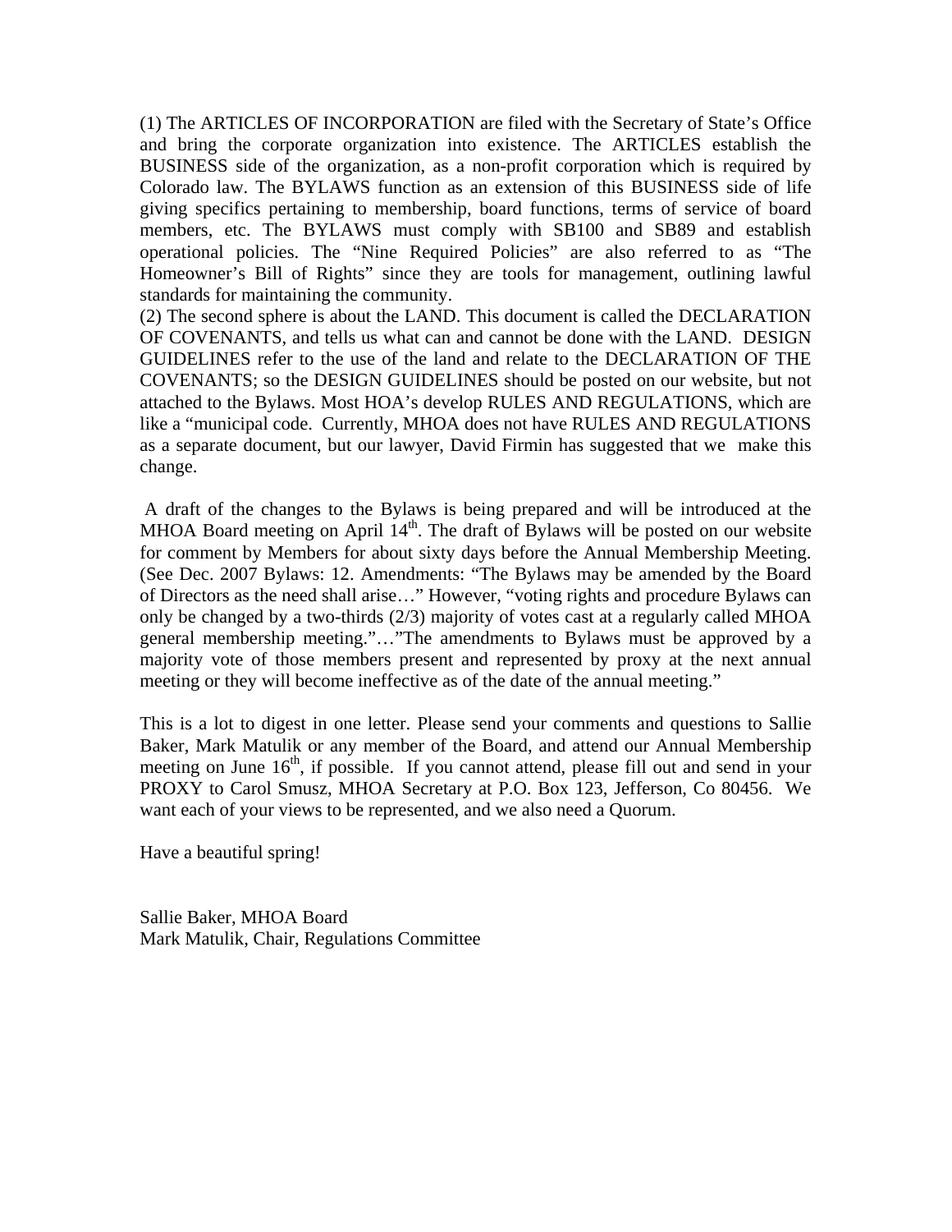(1) The ARTICLES OF INCORPORATION are filed with the Secretary of State's Office and bring the corporate organization into existence. The ARTICLES establish the BUSINESS side of the organization, as a non-profit corporation which is required by Colorado law. The BYLAWS function as an extension of this BUSINESS side of life giving specifics pertaining to membership, board functions, terms of service of board members, etc. The BYLAWS must comply with SB100 and SB89 and establish operational policies. The "Nine Required Policies" are also referred to as "The Homeowner's Bill of Rights" since they are tools for management, outlining lawful standards for maintaining the community.

(2) The second sphere is about the LAND. This document is called the DECLARATION OF COVENANTS, and tells us what can and cannot be done with the LAND. DESIGN GUIDELINES refer to the use of the land and relate to the DECLARATION OF THE COVENANTS; so the DESIGN GUIDELINES should be posted on our website, but not attached to the Bylaws. Most HOA's develop RULES AND REGULATIONS, which are like a "municipal code. Currently, MHOA does not have RULES AND REGULATIONS as a separate document, but our lawyer, David Firmin has suggested that we make this change.

A draft of the changes to the Bylaws is being prepared and will be introduced at the MHOA Board meeting on April 14th. The draft of Bylaws will be posted on our website for comment by Members for about sixty days before the Annual Membership Meeting. (See Dec. 2007 Bylaws: 12. Amendments: "The Bylaws may be amended by the Board of Directors as the need shall arise…" However, "voting rights and procedure Bylaws can only be changed by a two-thirds (2/3) majority of votes cast at a regularly called MHOA general membership meeting."…"The amendments to Bylaws must be approved by a majority vote of those members present and represented by proxy at the next annual meeting or they will become ineffective as of the date of the annual meeting."

This is a lot to digest in one letter. Please send your comments and questions to Sallie Baker, Mark Matulik or any member of the Board, and attend our Annual Membership meeting on June 16th, if possible. If you cannot attend, please fill out and send in your PROXY to Carol Smusz, MHOA Secretary at P.O. Box 123, Jefferson, Co 80456. We want each of your views to be represented, and we also need a Quorum.

Have a beautiful spring!

Sallie Baker, MHOA Board
Mark Matulik, Chair, Regulations Committee